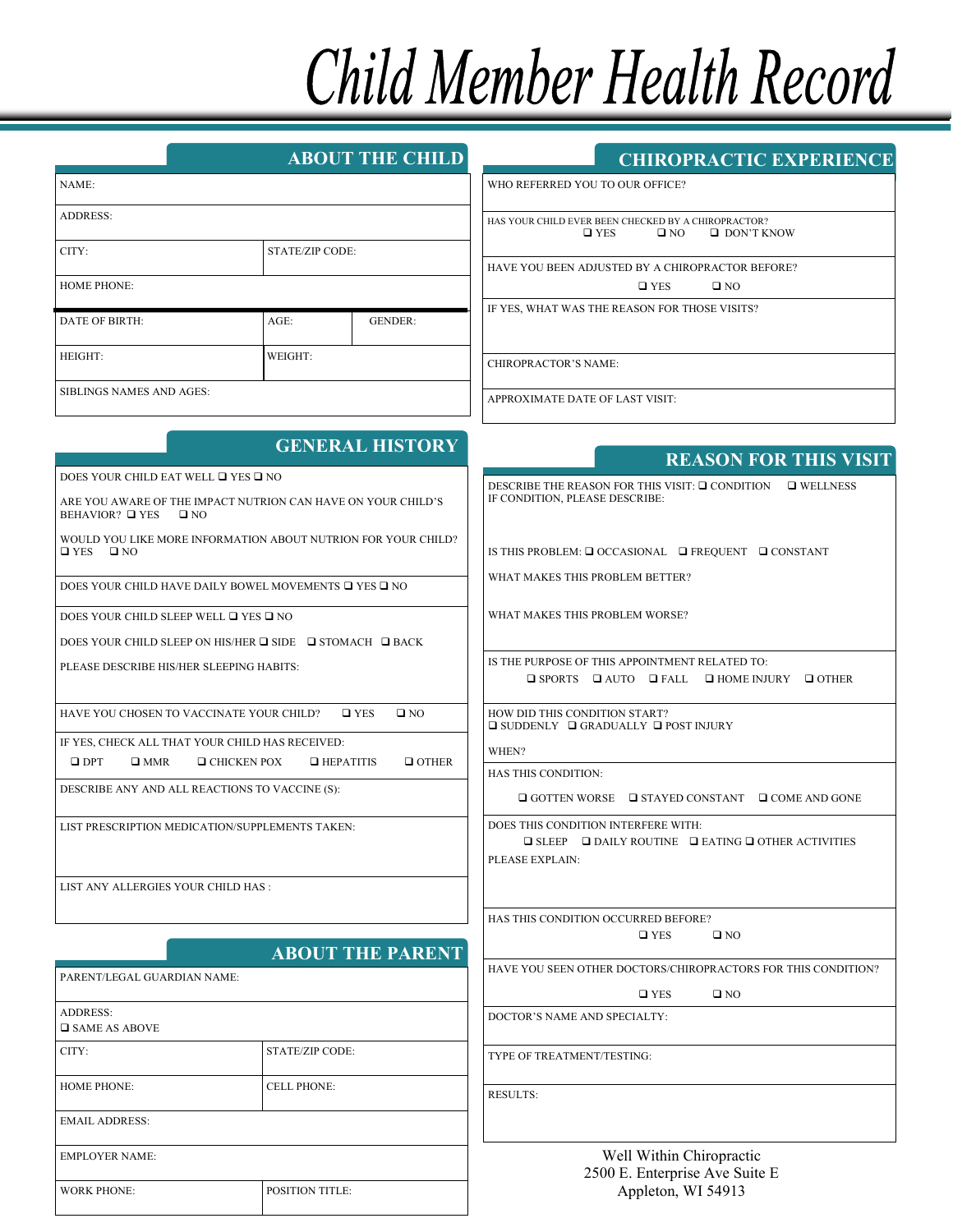# Child Member Health Record

## ABOUT THE CHILD

| | | |
|---|---|---|
| NAME: | | |
| ADDRESS: | | |
| CITY: | STATE/ZIP CODE: | |
| HOME PHONE: | | |
| DATE OF BIRTH: | AGE: | GENDER: |
| HEIGHT: | WEIGHT: | |
| SIBLINGS NAMES AND AGES: | | |

## GENERAL HISTORY

DOES YOUR CHILD EAT WELL ❑ YES ❑ NO

ARE YOU AWARE OF THE IMPACT NUTRION CAN HAVE ON YOUR CHILD'S BEHAVIOR? ❑ YES ❑ NO

WOULD YOU LIKE MORE INFORMATION ABOUT NUTRION FOR YOUR CHILD? ❑ YES ❑ NO

DOES YOUR CHILD HAVE DAILY BOWEL MOVEMENTS ❑ YES ❑ NO

DOES YOUR CHILD SLEEP WELL ❑ YES ❑ NO

DOES YOUR CHILD SLEEP ON HIS/HER ❑ SIDE ❑ STOMACH ❑ BACK

PLEASE DESCRIBE HIS/HER SLEEPING HABITS:

HAVE YOU CHOSEN TO VACCINATE YOUR CHILD? ❑ YES ❑ NO

IF YES, CHECK ALL THAT YOUR CHILD HAS RECEIVED:

❑ DPT ❑ MMR ❑ CHICKEN POX ❑ HEPATITIS ❑ OTHER

DESCRIBE ANY AND ALL REACTIONS TO VACCINE (S):

LIST PRESCRIPTION MEDICATION/SUPPLEMENTS TAKEN:

LIST ANY ALLERGIES YOUR CHILD HAS :

## ABOUT THE PARENT

| | |
|---|---|
| PARENT/LEGAL GUARDIAN NAME: | |
| ADDRESS: ❑ SAME AS ABOVE | |
| CITY: | STATE/ZIP CODE: |
| HOME PHONE: | CELL PHONE: |
| EMAIL ADDRESS: | |
| EMPLOYER NAME: | |
| WORK PHONE: | POSITION TITLE: |

## CHIROPRACTIC EXPERIENCE

WHO REFERRED YOU TO OUR OFFICE?

HAS YOUR CHILD EVER BEEN CHECKED BY A CHIROPRACTOR? ❑ YES ❑ NO ❑ DON'T KNOW

HAVE YOU BEEN ADJUSTED BY A CHIROPRACTOR BEFORE? ❑ YES ❑ NO

IF YES, WHAT WAS THE REASON FOR THOSE VISITS?

CHIROPRACTOR'S NAME:

APPROXIMATE DATE OF LAST VISIT:

## REASON FOR THIS VISIT

DESCRIBE THE REASON FOR THIS VISIT: ❑ CONDITION ❑ WELLNESS
IF CONDITION, PLEASE DESCRIBE:

IS THIS PROBLEM: ❑ OCCASIONAL ❑ FREQUENT ❑ CONSTANT

WHAT MAKES THIS PROBLEM BETTER?

WHAT MAKES THIS PROBLEM WORSE?

IS THE PURPOSE OF THIS APPOINTMENT RELATED TO:
❑ SPORTS ❑ AUTO ❑ FALL ❑ HOME INJURY ❑ OTHER

HOW DID THIS CONDITION START?
❑ SUDDENLY ❑ GRADUALLY ❑ POST INJURY

WHEN?

HAS THIS CONDITION:
❑ GOTTEN WORSE ❑ STAYED CONSTANT ❑ COME AND GONE

DOES THIS CONDITION INTERFERE WITH:
❑ SLEEP ❑ DAILY ROUTINE ❑ EATING ❑ OTHER ACTIVITIES

PLEASE EXPLAIN:

HAS THIS CONDITION OCCURRED BEFORE?
❑ YES ❑ NO

HAVE YOU SEEN OTHER DOCTORS/CHIROPRACTORS FOR THIS CONDITION?
❑ YES ❑ NO

DOCTOR'S NAME AND SPECIALTY:

TYPE OF TREATMENT/TESTING:

RESULTS:

Well Within Chiropractic
2500 E. Enterprise Ave Suite E
Appleton, WI 54913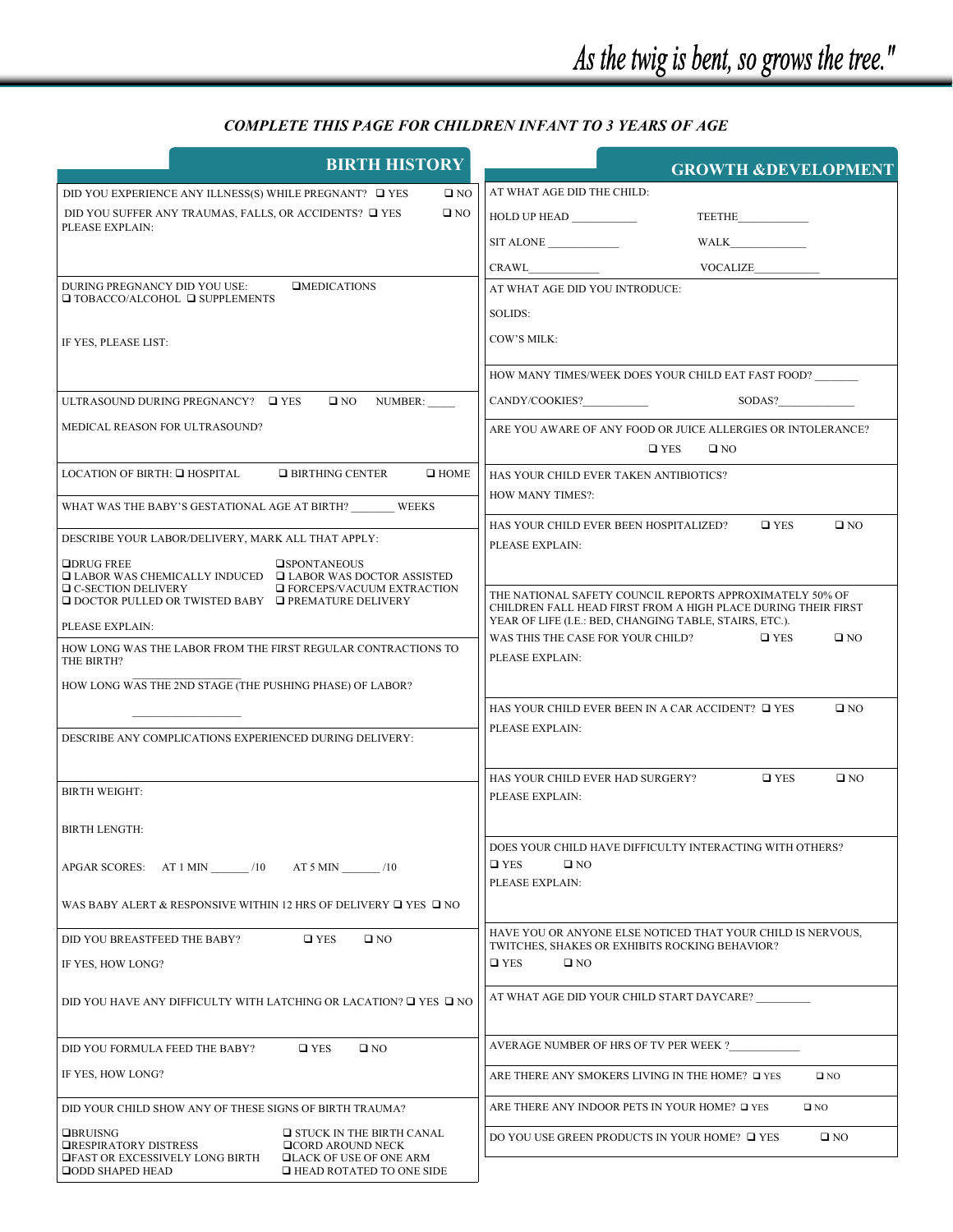*As the twig is bent, so grows the tree."*

***COMPLETE THIS PAGE FOR CHILDREN INFANT TO 3 YEARS OF AGE***

## BIRTH HISTORY

DID YOU EXPERIENCE ANY ILLNESS(S) WHILE PREGNANT? ❑ YES ❑ NO

DID YOU SUFFER ANY TRAUMAS, FALLS, OR ACCIDENTS? ❑ YES ❑ NO
PLEASE EXPLAIN:

DURING PREGNANCY DID YOU USE: ❑ MEDICATIONS ❑ TOBACCO/ALCOHOL ❑ SUPPLEMENTS

IF YES, PLEASE LIST:

ULTRASOUND DURING PREGNANCY? ❑ YES ❑ NO NUMBER: _____

MEDICAL REASON FOR ULTRASOUND?

LOCATION OF BIRTH: ❑ HOSPITAL ❑ BIRTHING CENTER ❑ HOME

WHAT WAS THE BABY'S GESTATIONAL AGE AT BIRTH? _______ WEEKS

DESCRIBE YOUR LABOR/DELIVERY, MARK ALL THAT APPLY:

❑ DRUG FREE
❑ SPONTANEOUS
❑ LABOR WAS CHEMICALLY INDUCED
❑ LABOR WAS DOCTOR ASSISTED
❑ C-SECTION DELIVERY
❑ FORCEPS/VACUUM EXTRACTION
❑ DOCTOR PULLED OR TWISTED BABY
❑ PREMATURE DELIVERY

PLEASE EXPLAIN:

HOW LONG WAS THE LABOR FROM THE FIRST REGULAR CONTRACTIONS TO THE BIRTH? __________________

HOW LONG WAS THE 2ND STAGE (THE PUSHING PHASE) OF LABOR? __________________

DESCRIBE ANY COMPLICATIONS EXPERIENCED DURING DELIVERY:

BIRTH WEIGHT:

BIRTH LENGTH:

APGAR SCORES: AT 1 MIN _______ /10 AT 5 MIN _______ /10

WAS BABY ALERT & RESPONSIVE WITHIN 12 HRS OF DELIVERY ❑ YES ❑ NO

DID YOU BREASTFEED THE BABY? ❑ YES ❑ NO

IF YES, HOW LONG?

DID YOU HAVE ANY DIFFICULTY WITH LATCHING OR LACATION? ❑ YES ❑ NO

DID YOU FORMULA FEED THE BABY? ❑ YES ❑ NO

IF YES, HOW LONG?

DID YOUR CHILD SHOW ANY OF THESE SIGNS OF BIRTH TRAUMA?

❑ BRUISING
❑ STUCK IN THE BIRTH CANAL
❑ RESPIRATORY DISTRESS
❑ CORD AROUND NECK
❑ FAST OR EXCESSIVELY LONG BIRTH
❑ LACK OF USE OF ONE ARM
❑ ODD SHAPED HEAD
❑ HEAD ROTATED TO ONE SIDE

## GROWTH & DEVELOPMENT

AT WHAT AGE DID THE CHILD:

HOLD UP HEAD ___________ TEETHE ____________

SIT ALONE ____________ WALK _____________

CRAWL ____________ VOCALIZE ___________

AT WHAT AGE DID YOU INTRODUCE:

SOLIDS:

COW'S MILK:

HOW MANY TIMES/WEEK DOES YOUR CHILD EAT FAST FOOD? _______

CANDY/COOKIES? ___________ SODAS? _____________

ARE YOU AWARE OF ANY FOOD OR JUICE ALLERGIES OR INTOLERANCE? ❑ YES ❑ NO

HAS YOUR CHILD EVER TAKEN ANTIBIOTICS?
HOW MANY TIMES?:

HAS YOUR CHILD EVER BEEN HOSPITALIZED? ❑ YES ❑ NO
PLEASE EXPLAIN:

THE NATIONAL SAFETY COUNCIL REPORTS APPROXIMATELY 50% OF CHILDREN FALL HEAD FIRST FROM A HIGH PLACE DURING THEIR FIRST YEAR OF LIFE (I.E.: BED, CHANGING TABLE, STAIRS, ETC.).
WAS THIS THE CASE FOR YOUR CHILD? ❑ YES ❑ NO
PLEASE EXPLAIN:

HAS YOUR CHILD EVER BEEN IN A CAR ACCIDENT? ❑ YES ❑ NO
PLEASE EXPLAIN:

HAS YOUR CHILD EVER HAD SURGERY? ❑ YES ❑ NO
PLEASE EXPLAIN:

DOES YOUR CHILD HAVE DIFFICULTY INTERACTING WITH OTHERS?
❑ YES ❑ NO
PLEASE EXPLAIN:

HAVE YOU OR ANYONE ELSE NOTICED THAT YOUR CHILD IS NERVOUS, TWITCHES, SHAKES OR EXHIBITS ROCKING BEHAVIOR?
❑ YES ❑ NO

AT WHAT AGE DID YOUR CHILD START DAYCARE? _________

AVERAGE NUMBER OF HRS OF TV PER WEEK ? ____________

ARE THERE ANY SMOKERS LIVING IN THE HOME? ❑ YES ❑ NO

ARE THERE ANY INDOOR PETS IN YOUR HOME? ❑ YES ❑ NO

DO YOU USE GREEN PRODUCTS IN YOUR HOME? ❑ YES ❑ NO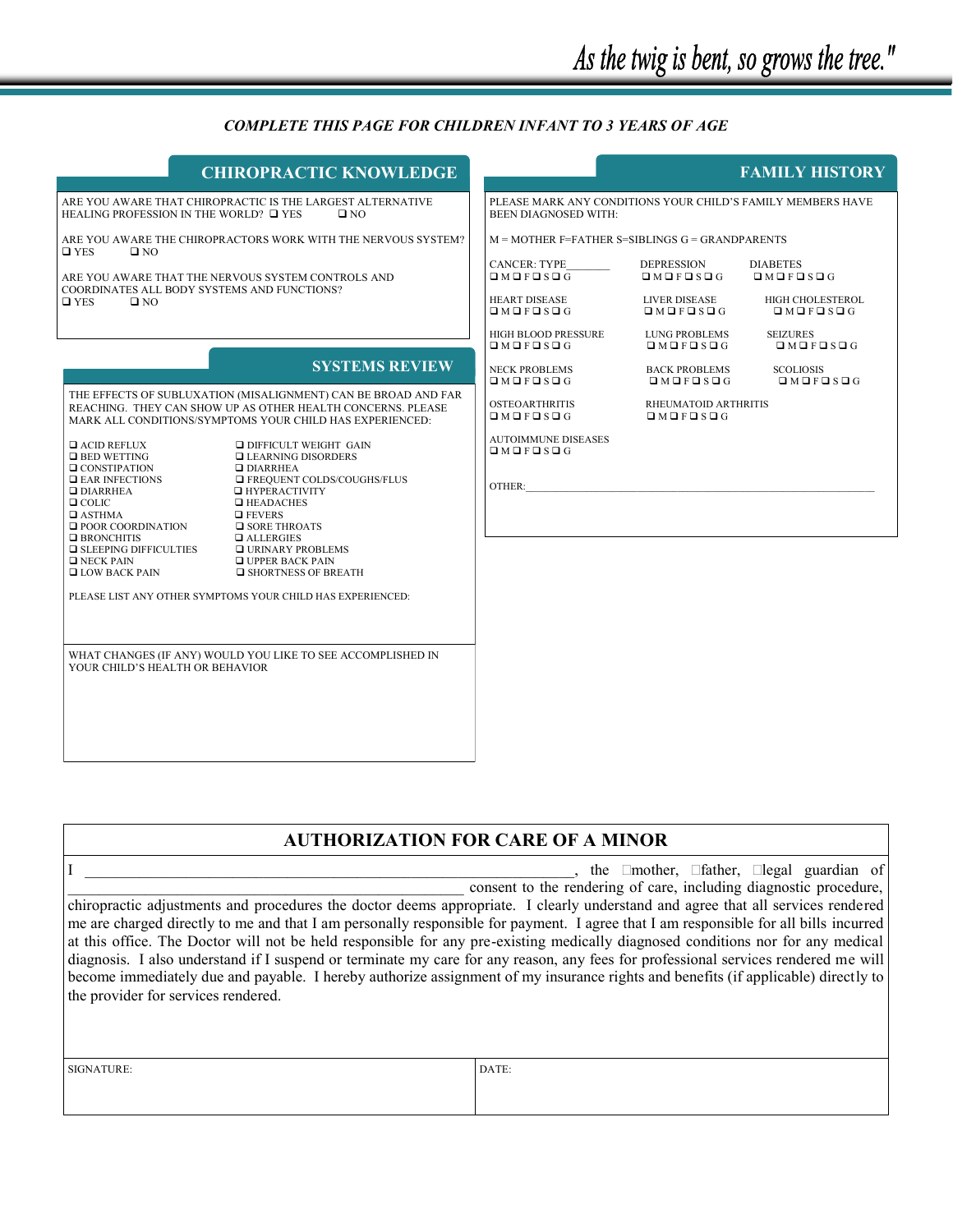*As the twig is bent, so grows the tree."*

***COMPLETE THIS PAGE FOR CHILDREN INFANT TO 3 YEARS OF AGE***

## CHIROPRACTIC KNOWLEDGE

ARE YOU AWARE THAT CHIROPRACTIC IS THE LARGEST ALTERNATIVE HEALING PROFESSION IN THE WORLD? ❑ YES ❑ NO

ARE YOU AWARE THE CHIROPRACTORS WORK WITH THE NERVOUS SYSTEM? ❑ YES ❑ NO

ARE YOU AWARE THAT THE NERVOUS SYSTEM CONTROLS AND COORDINATES ALL BODY SYSTEMS AND FUNCTIONS? ❑ YES ❑ NO

## SYSTEMS REVIEW

THE EFFECTS OF SUBLUXATION (MISALIGNMENT) CAN BE BROAD AND FAR REACHING. THEY CAN SHOW UP AS OTHER HEALTH CONCERNS. PLEASE MARK ALL CONDITIONS/SYMPTOMS YOUR CHILD HAS EXPERIENCED:

- ❑ ACID REFLUX
- ❑ BED WETTING
- ❑ CONSTIPATION
- ❑ EAR INFECTIONS
- ❑ DIARRHEA
- ❑ COLIC
- ❑ ASTHMA
- ❑ POOR COORDINATION
- ❑ BRONCHITIS
- ❑ SLEEPING DIFFICULTIES
- ❑ NECK PAIN
- ❑ LOW BACK PAIN
- ❑ DIFFICULT WEIGHT GAIN
- ❑ LEARNING DISORDERS
- ❑ DIARRHEA
- ❑ FREQUENT COLDS/COUGHS/FLUS
- ❑ HYPERACTIVITY
- ❑ HEADACHES
- ❑ FEVERS
- ❑ SORE THROATS
- ❑ ALLERGIES
- ❑ URINARY PROBLEMS
- ❑ UPPER BACK PAIN
- ❑ SHORTNESS OF BREATH

PLEASE LIST ANY OTHER SYMPTOMS YOUR CHILD HAS EXPERIENCED:

WHAT CHANGES (IF ANY) WOULD YOU LIKE TO SEE ACCOMPLISHED IN YOUR CHILD'S HEALTH OR BEHAVIOR

## FAMILY HISTORY

PLEASE MARK ANY CONDITIONS YOUR CHILD'S FAMILY MEMBERS HAVE BEEN DIAGNOSED WITH:

M = MOTHER F=FATHER S=SIBLINGS G = GRANDPARENTS

| | | |
|---|---|---|
| CANCER: TYPE________ ❑ M ❑ F ❑ S ❑ G | DEPRESSION ❑ M ❑ F ❑ S ❑ G | DIABETES ❑ M ❑ F ❑ S ❑ G |
| HEART DISEASE ❑ M ❑ F ❑ S ❑ G | LIVER DISEASE ❑ M ❑ F ❑ S ❑ G | HIGH CHOLESTEROL ❑ M ❑ F ❑ S ❑ G |
| HIGH BLOOD PRESSURE ❑ M ❑ F ❑ S ❑ G | LUNG PROBLEMS ❑ M ❑ F ❑ S ❑ G | SEIZURES ❑ M ❑ F ❑ S ❑ G |
| NECK PROBLEMS ❑ M ❑ F ❑ S ❑ G | BACK PROBLEMS ❑ M ❑ F ❑ S ❑ G | SCOLIOSIS ❑ M ❑ F ❑ S ❑ G |
| OSTEOARTHRITIS ❑ M ❑ F ❑ S ❑ G | RHEUMATOID ARTHRITIS ❑ M ❑ F ❑ S ❑ G | |
| AUTOIMMUNE DISEASES ❑ M ❑ F ❑ S ❑ G | | |

OTHER:________________________________________________________________

## AUTHORIZATION FOR CARE OF A MINOR

I ________________________________________________________________, the ☐mother, ☐father, ☐legal guardian of ________________________________________________________ consent to the rendering of care, including diagnostic procedure, chiropractic adjustments and procedures the doctor deems appropriate. I clearly understand and agree that all services rendered me are charged directly to me and that I am personally responsible for payment. I agree that I am responsible for all bills incurred at this office. The Doctor will not be held responsible for any pre-existing medically diagnosed conditions nor for any medical diagnosis. I also understand if I suspend or terminate my care for any reason, any fees for professional services rendered me will become immediately due and payable. I hereby authorize assignment of my insurance rights and benefits (if applicable) directly to the provider for services rendered.

| SIGNATURE: | DATE: |
|---|---|
| | |